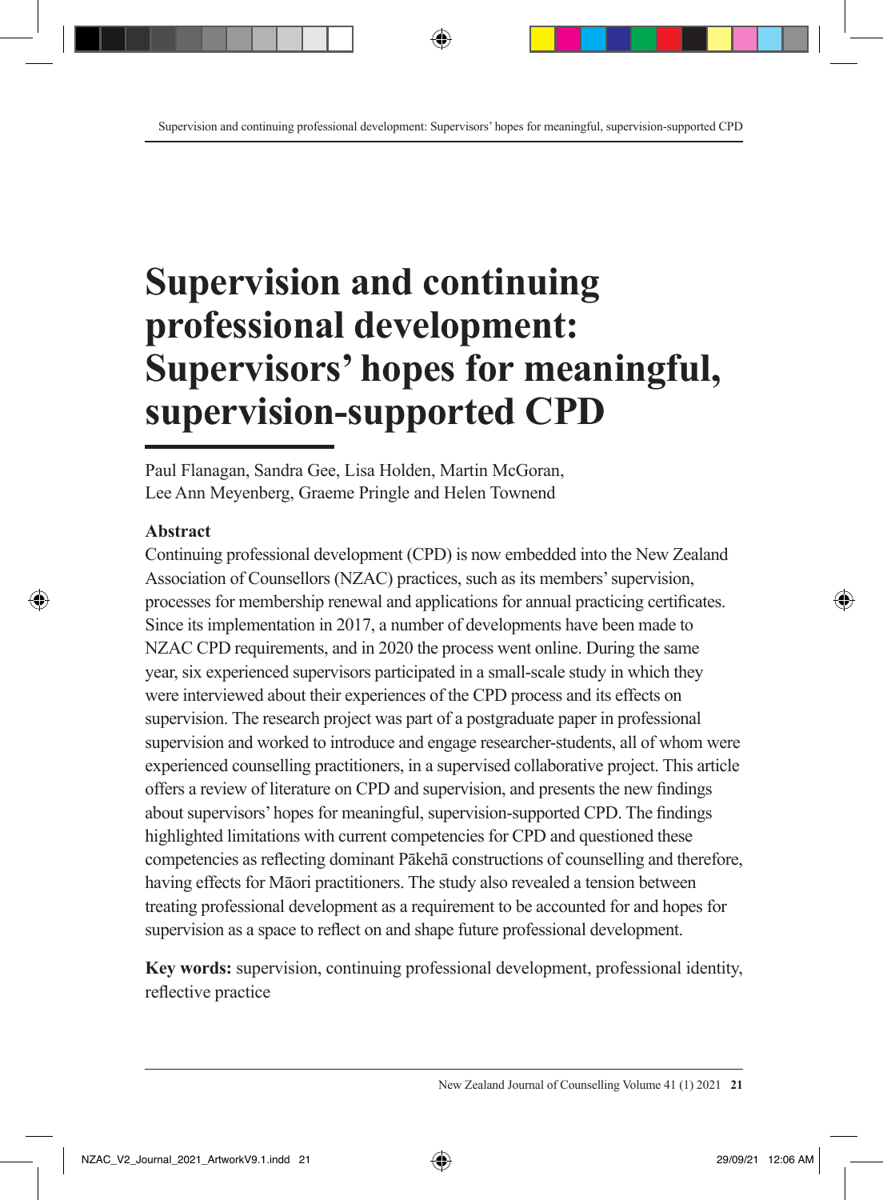# Supervision and continuing professional development: Supervisors' hopes for meaningful, supervision-supported CPD

Paul Flanagan, Sandra Gee, Lisa Holden, Martin McGoran, Lee Ann Meyenberg, Graeme Pringle and Helen Townend

## Abstract

Continuing professional development (CPD) is now embedded into the New Zealand Association of Counsellors (NZAC) practices, such as its members' supervision, processes for membership renewal and applications for annual practicing certificates. Since its implementation in 2017, a number of developments have been made to NZAC CPD requirements, and in 2020 the process went online. During the same year, six experienced supervisors participated in a small-scale study in which they were interviewed about their experiences of the CPD process and its effects on supervision. The research project was part of a postgraduate paper in professional supervision and worked to introduce and engage researcher-students, all of whom were experienced counselling practitioners, in a supervised collaborative project. This article offers a review of literature on CPD and supervision, and presents the new findings about supervisors' hopes for meaningful, supervision-supported CPD. The findings highlighted limitations with current competencies for CPD and questioned these competencies as reflecting dominant Pākehā constructions of counselling and therefore, having effects for Māori practitioners. The study also revealed a tension between treating professional development as a requirement to be accounted for and hopes for supervision as a space to reflect on and shape future professional development.

**Key words:** supervision, continuing professional development, professional identity, reflective practice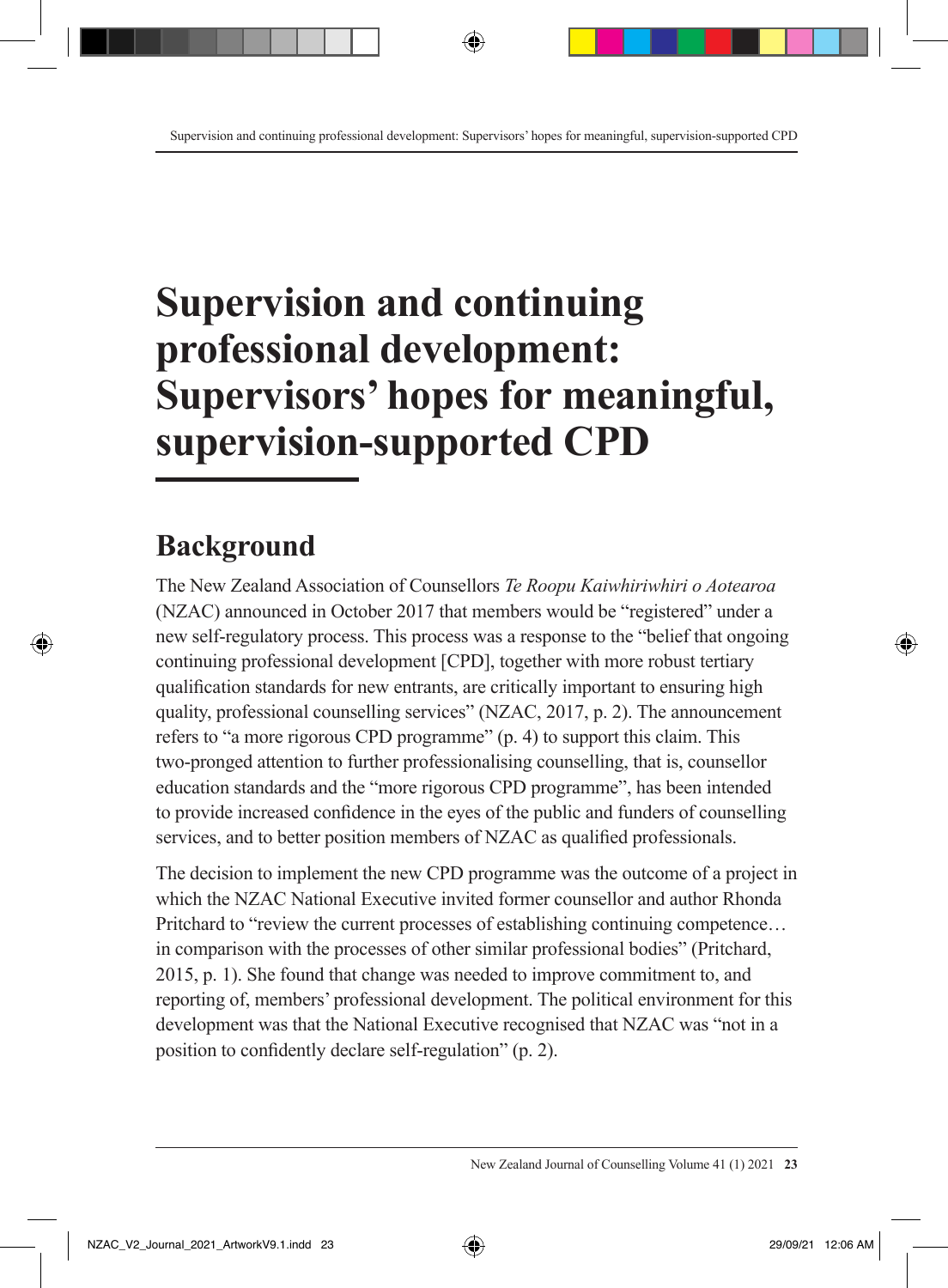# Supervision and continuing professional development: Supervisors' hopes for meaningful, supervision-supported CPD

## Background

The New Zealand Association of Counsellors *Te Roopu Kaiwhiriwhiri o Aotearoa* (NZAC) announced in October 2017 that members would be "registered" under a new self-regulatory process. This process was a response to the "belief that ongoing continuing professional development [CPD], together with more robust tertiary qualification standards for new entrants, are critically important to ensuring high quality, professional counselling services" (NZAC, 2017, p. 2). The announcement refers to "a more rigorous CPD programme" (p. 4) to support this claim. This two-pronged attention to further professionalising counselling, that is, counsellor education standards and the "more rigorous CPD programme", has been intended to provide increased confidence in the eyes of the public and funders of counselling services, and to better position members of NZAC as qualified professionals.

The decision to implement the new CPD programme was the outcome of a project in which the NZAC National Executive invited former counsellor and author Rhonda Pritchard to "review the current processes of establishing continuing competence… in comparison with the processes of other similar professional bodies" (Pritchard, 2015, p. 1). She found that change was needed to improve commitment to, and reporting of, members' professional development. The political environment for this development was that the National Executive recognised that NZAC was "not in a position to confidently declare self-regulation" (p. 2).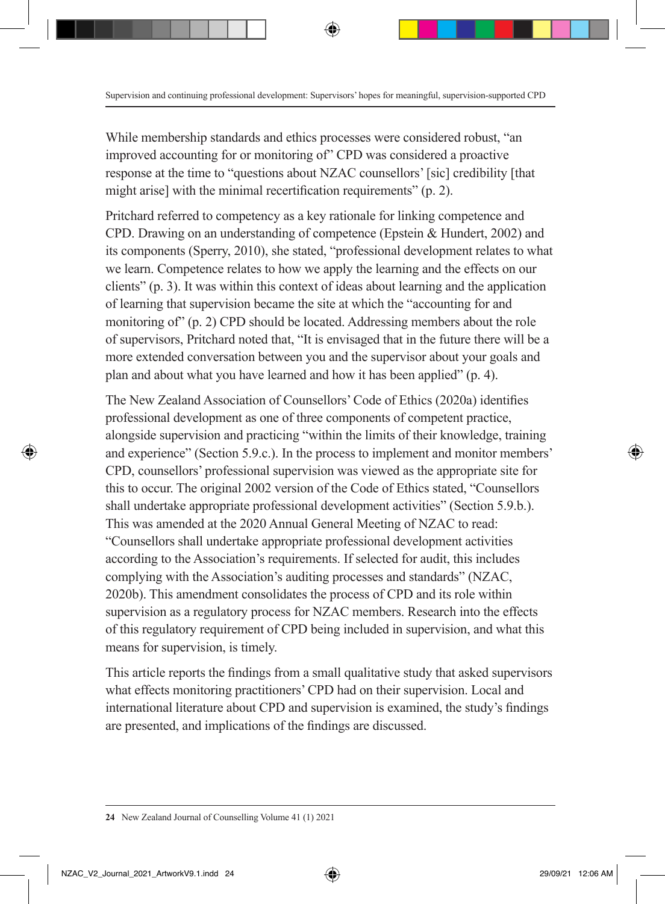While membership standards and ethics processes were considered robust, "an improved accounting for or monitoring of" CPD was considered a proactive response at the time to "questions about NZAC counsellors' [sic] credibility [that might arise] with the minimal recertification requirements" (p. 2).

Pritchard referred to competency as a key rationale for linking competence and CPD. Drawing on an understanding of competence (Epstein & Hundert, 2002) and its components (Sperry, 2010), she stated, "professional development relates to what we learn. Competence relates to how we apply the learning and the effects on our clients" (p. 3). It was within this context of ideas about learning and the application of learning that supervision became the site at which the "accounting for and monitoring of" (p. 2) CPD should be located. Addressing members about the role of supervisors, Pritchard noted that, "It is envisaged that in the future there will be a more extended conversation between you and the supervisor about your goals and plan and about what you have learned and how it has been applied" (p. 4).

The New Zealand Association of Counsellors' Code of Ethics (2020a) identifies professional development as one of three components of competent practice, alongside supervision and practicing "within the limits of their knowledge, training and experience" (Section 5.9.c.). In the process to implement and monitor members' CPD, counsellors' professional supervision was viewed as the appropriate site for this to occur. The original 2002 version of the Code of Ethics stated, "Counsellors shall undertake appropriate professional development activities" (Section 5.9.b.). This was amended at the 2020 Annual General Meeting of NZAC to read: "Counsellors shall undertake appropriate professional development activities according to the Association's requirements. If selected for audit, this includes complying with the Association's auditing processes and standards" (NZAC, 2020b). This amendment consolidates the process of CPD and its role within supervision as a regulatory process for NZAC members. Research into the effects of this regulatory requirement of CPD being included in supervision, and what this means for supervision, is timely.

This article reports the findings from a small qualitative study that asked supervisors what effects monitoring practitioners' CPD had on their supervision. Local and international literature about CPD and supervision is examined, the study's findings are presented, and implications of the findings are discussed.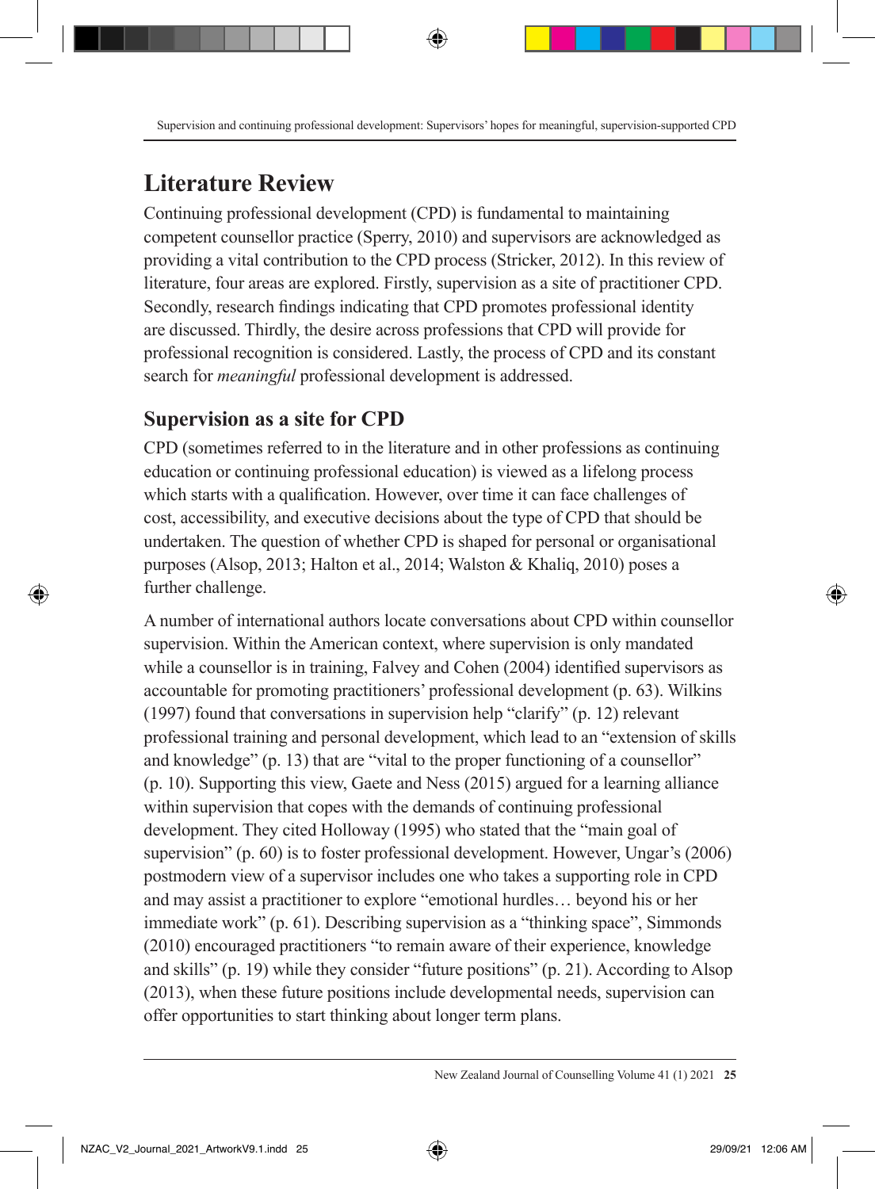## Literature Review

Continuing professional development (CPD) is fundamental to maintaining competent counsellor practice (Sperry, 2010) and supervisors are acknowledged as providing a vital contribution to the CPD process (Stricker, 2012). In this review of literature, four areas are explored. Firstly, supervision as a site of practitioner CPD. Secondly, research findings indicating that CPD promotes professional identity are discussed. Thirdly, the desire across professions that CPD will provide for professional recognition is considered. Lastly, the process of CPD and its constant search for *meaningful* professional development is addressed.

### Supervision as a site for CPD

CPD (sometimes referred to in the literature and in other professions as continuing education or continuing professional education) is viewed as a lifelong process which starts with a qualification. However, over time it can face challenges of cost, accessibility, and executive decisions about the type of CPD that should be undertaken. The question of whether CPD is shaped for personal or organisational purposes (Alsop, 2013; Halton et al., 2014; Walston & Khaliq, 2010) poses a further challenge.

A number of international authors locate conversations about CPD within counsellor supervision. Within the American context, where supervision is only mandated while a counsellor is in training, Falvey and Cohen (2004) identified supervisors as accountable for promoting practitioners' professional development (p. 63). Wilkins (1997) found that conversations in supervision help "clarify" (p. 12) relevant professional training and personal development, which lead to an "extension of skills and knowledge" (p. 13) that are "vital to the proper functioning of a counsellor" (p. 10). Supporting this view, Gaete and Ness (2015) argued for a learning alliance within supervision that copes with the demands of continuing professional development. They cited Holloway (1995) who stated that the "main goal of supervision" (p. 60) is to foster professional development. However, Ungar's (2006) postmodern view of a supervisor includes one who takes a supporting role in CPD and may assist a practitioner to explore "emotional hurdles… beyond his or her immediate work" (p. 61). Describing supervision as a "thinking space", Simmonds (2010) encouraged practitioners "to remain aware of their experience, knowledge and skills" (p. 19) while they consider "future positions" (p. 21). According to Alsop (2013), when these future positions include developmental needs, supervision can offer opportunities to start thinking about longer term plans.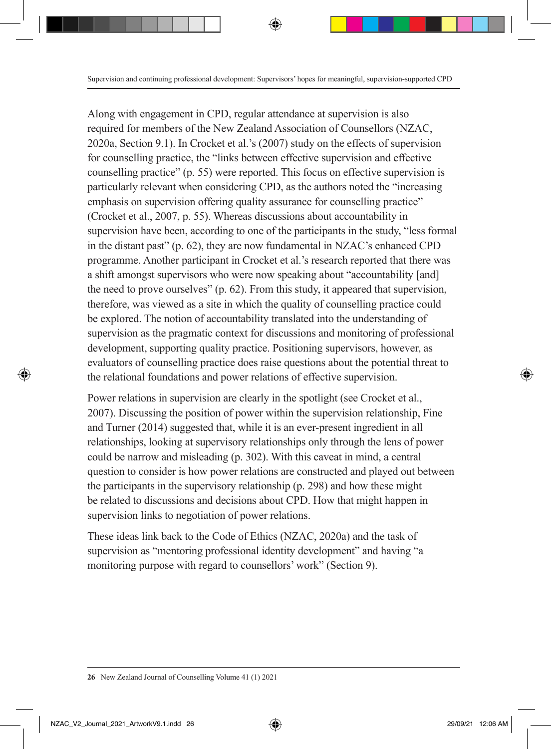Along with engagement in CPD, regular attendance at supervision is also required for members of the New Zealand Association of Counsellors (NZAC, 2020a, Section 9.1). In Crocket et al.'s (2007) study on the effects of supervision for counselling practice, the "links between effective supervision and effective counselling practice" (p. 55) were reported. This focus on effective supervision is particularly relevant when considering CPD, as the authors noted the "increasing emphasis on supervision offering quality assurance for counselling practice" (Crocket et al., 2007, p. 55). Whereas discussions about accountability in supervision have been, according to one of the participants in the study, "less formal in the distant past" (p. 62), they are now fundamental in NZAC's enhanced CPD programme. Another participant in Crocket et al.'s research reported that there was a shift amongst supervisors who were now speaking about "accountability [and] the need to prove ourselves" (p. 62). From this study, it appeared that supervision, therefore, was viewed as a site in which the quality of counselling practice could be explored. The notion of accountability translated into the understanding of supervision as the pragmatic context for discussions and monitoring of professional development, supporting quality practice. Positioning supervisors, however, as evaluators of counselling practice does raise questions about the potential threat to the relational foundations and power relations of effective supervision.

Power relations in supervision are clearly in the spotlight (see Crocket et al., 2007). Discussing the position of power within the supervision relationship, Fine and Turner (2014) suggested that, while it is an ever-present ingredient in all relationships, looking at supervisory relationships only through the lens of power could be narrow and misleading (p. 302). With this caveat in mind, a central question to consider is how power relations are constructed and played out between the participants in the supervisory relationship (p. 298) and how these might be related to discussions and decisions about CPD. How that might happen in supervision links to negotiation of power relations.

These ideas link back to the Code of Ethics (NZAC, 2020a) and the task of supervision as "mentoring professional identity development" and having "a monitoring purpose with regard to counsellors' work" (Section 9).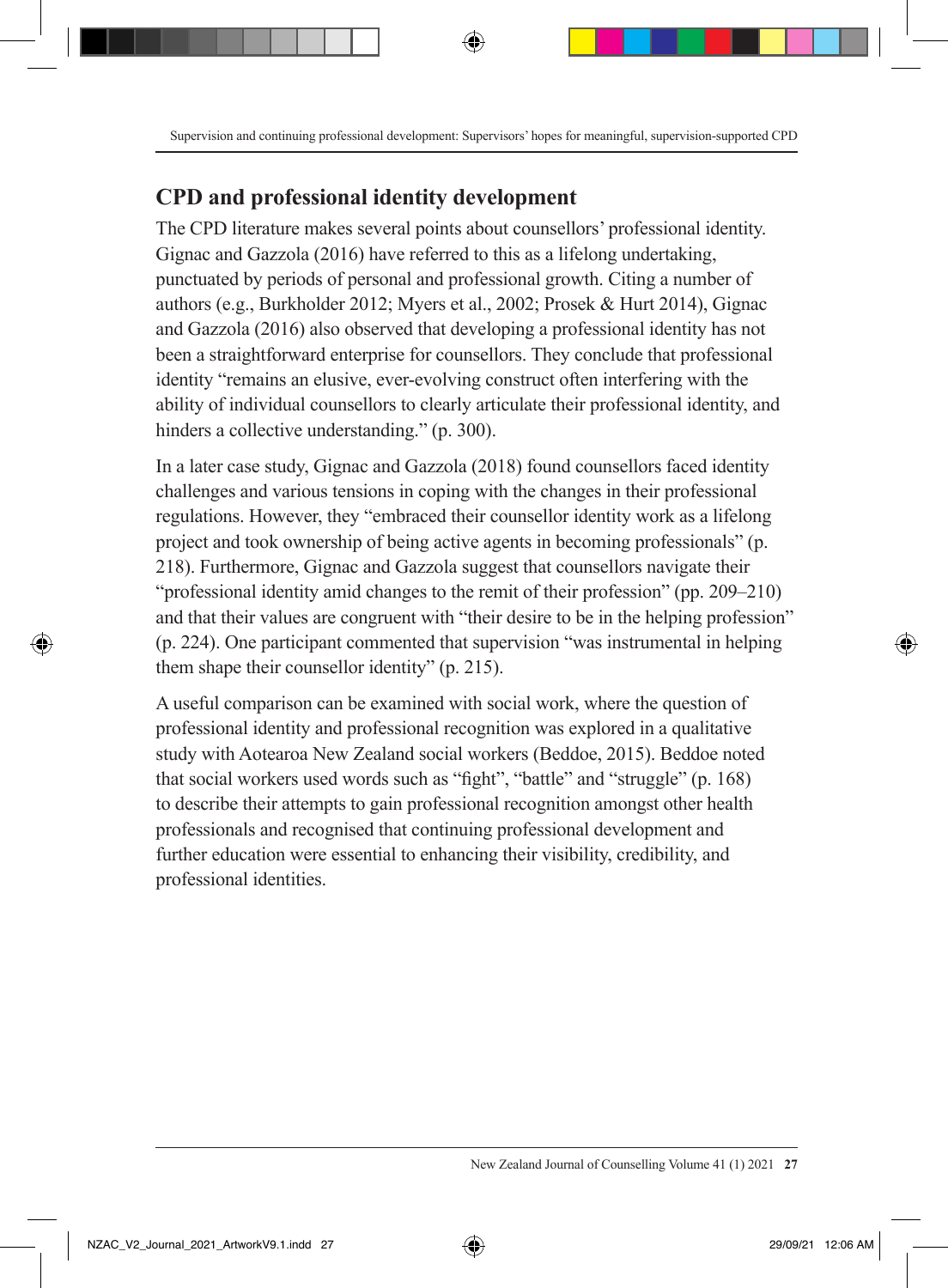## CPD and professional identity development

The CPD literature makes several points about counsellors' professional identity. Gignac and Gazzola (2016) have referred to this as a lifelong undertaking, punctuated by periods of personal and professional growth. Citing a number of authors (e.g., Burkholder 2012; Myers et al., 2002; Prosek & Hurt 2014), Gignac and Gazzola (2016) also observed that developing a professional identity has not been a straightforward enterprise for counsellors. They conclude that professional identity "remains an elusive, ever-evolving construct often interfering with the ability of individual counsellors to clearly articulate their professional identity, and hinders a collective understanding." (p. 300).

In a later case study, Gignac and Gazzola (2018) found counsellors faced identity challenges and various tensions in coping with the changes in their professional regulations. However, they "embraced their counsellor identity work as a lifelong project and took ownership of being active agents in becoming professionals" (p. 218). Furthermore, Gignac and Gazzola suggest that counsellors navigate their "professional identity amid changes to the remit of their profession" (pp. 209–210) and that their values are congruent with "their desire to be in the helping profession" (p. 224). One participant commented that supervision "was instrumental in helping them shape their counsellor identity" (p. 215).

A useful comparison can be examined with social work, where the question of professional identity and professional recognition was explored in a qualitative study with Aotearoa New Zealand social workers (Beddoe, 2015). Beddoe noted that social workers used words such as "fight", "battle" and "struggle" (p. 168) to describe their attempts to gain professional recognition amongst other health professionals and recognised that continuing professional development and further education were essential to enhancing their visibility, credibility, and professional identities.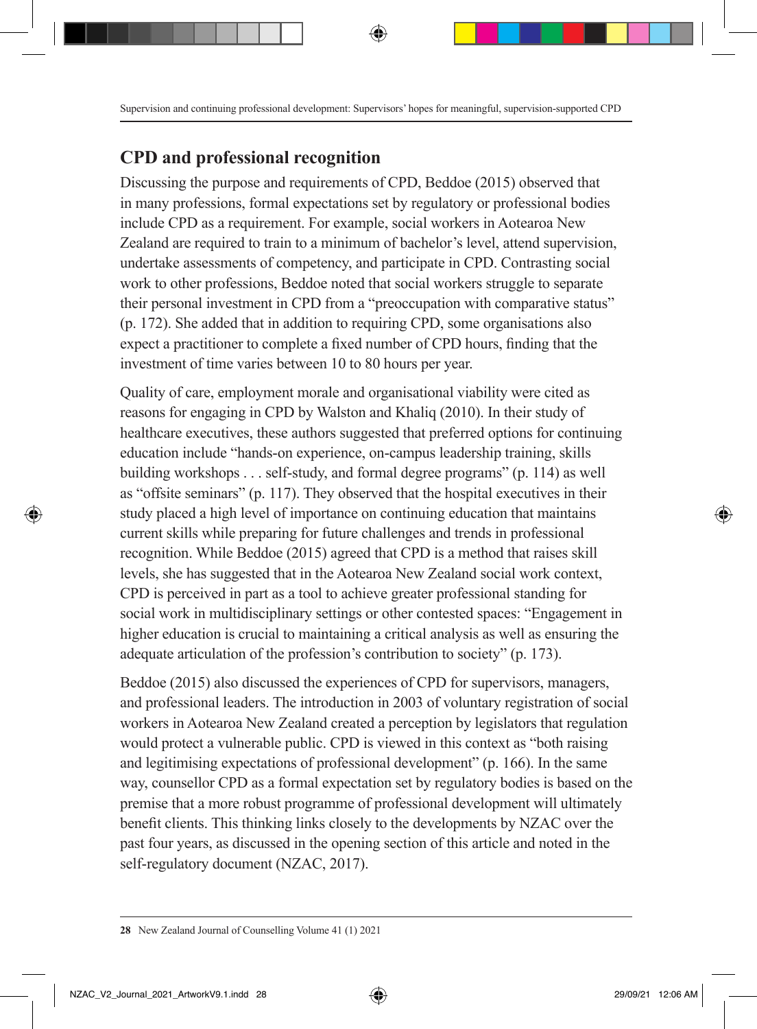## CPD and professional recognition

Discussing the purpose and requirements of CPD, Beddoe (2015) observed that in many professions, formal expectations set by regulatory or professional bodies include CPD as a requirement. For example, social workers in Aotearoa New Zealand are required to train to a minimum of bachelor's level, attend supervision, undertake assessments of competency, and participate in CPD. Contrasting social work to other professions, Beddoe noted that social workers struggle to separate their personal investment in CPD from a "preoccupation with comparative status" (p. 172). She added that in addition to requiring CPD, some organisations also expect a practitioner to complete a fixed number of CPD hours, finding that the investment of time varies between 10 to 80 hours per year.

Quality of care, employment morale and organisational viability were cited as reasons for engaging in CPD by Walston and Khaliq (2010). In their study of healthcare executives, these authors suggested that preferred options for continuing education include "hands-on experience, on-campus leadership training, skills building workshops . . . self-study, and formal degree programs" (p. 114) as well as "offsite seminars" (p. 117). They observed that the hospital executives in their study placed a high level of importance on continuing education that maintains current skills while preparing for future challenges and trends in professional recognition. While Beddoe (2015) agreed that CPD is a method that raises skill levels, she has suggested that in the Aotearoa New Zealand social work context, CPD is perceived in part as a tool to achieve greater professional standing for social work in multidisciplinary settings or other contested spaces: "Engagement in higher education is crucial to maintaining a critical analysis as well as ensuring the adequate articulation of the profession's contribution to society" (p. 173).

Beddoe (2015) also discussed the experiences of CPD for supervisors, managers, and professional leaders. The introduction in 2003 of voluntary registration of social workers in Aotearoa New Zealand created a perception by legislators that regulation would protect a vulnerable public. CPD is viewed in this context as "both raising and legitimising expectations of professional development" (p. 166). In the same way, counsellor CPD as a formal expectation set by regulatory bodies is based on the premise that a more robust programme of professional development will ultimately benefit clients. This thinking links closely to the developments by NZAC over the past four years, as discussed in the opening section of this article and noted in the self-regulatory document (NZAC, 2017).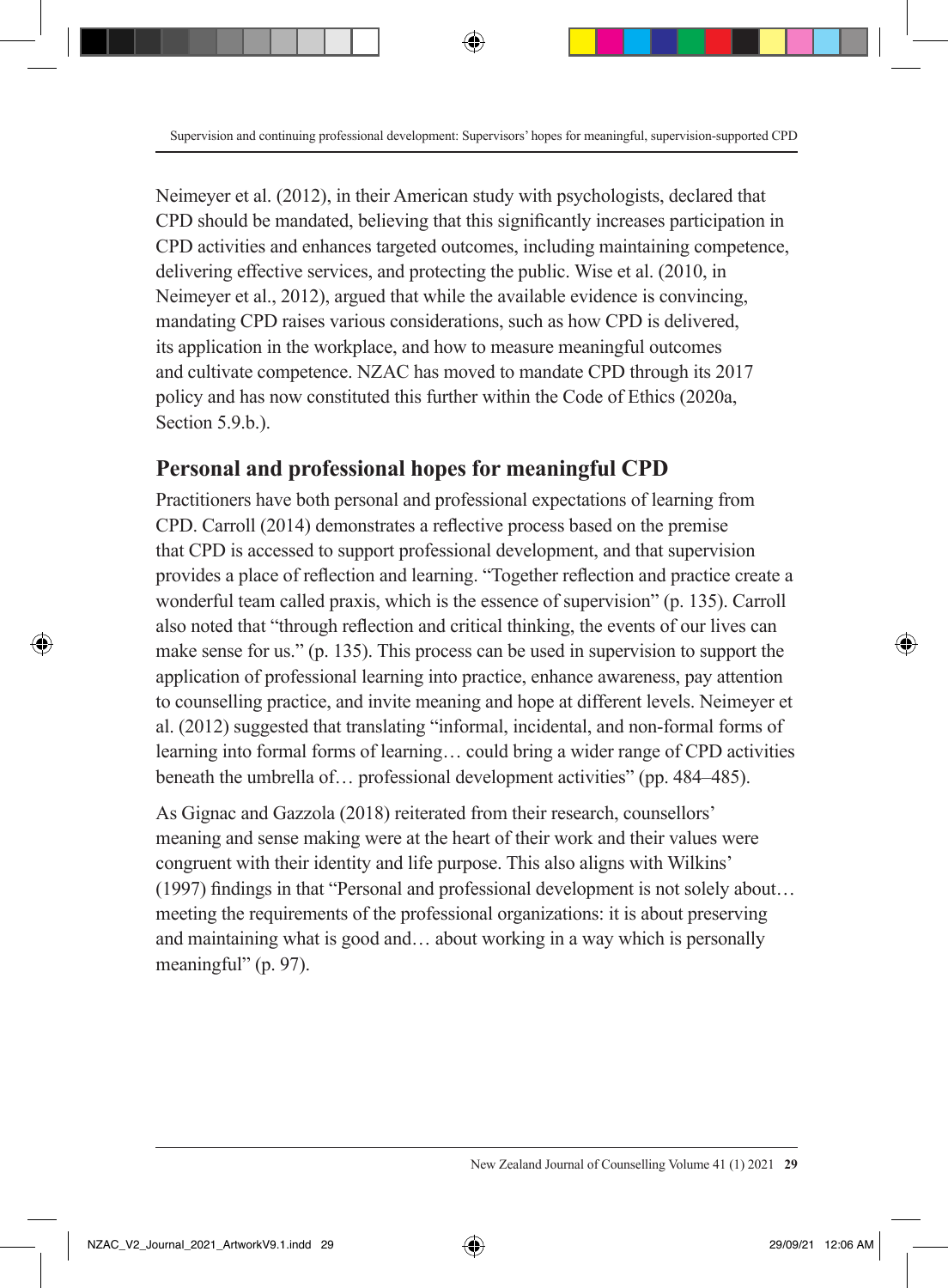Neimeyer et al. (2012), in their American study with psychologists, declared that CPD should be mandated, believing that this significantly increases participation in CPD activities and enhances targeted outcomes, including maintaining competence, delivering effective services, and protecting the public. Wise et al. (2010, in Neimeyer et al., 2012), argued that while the available evidence is convincing, mandating CPD raises various considerations, such as how CPD is delivered, its application in the workplace, and how to measure meaningful outcomes and cultivate competence. NZAC has moved to mandate CPD through its 2017 policy and has now constituted this further within the Code of Ethics (2020a, Section 5.9.b.).

## Personal and professional hopes for meaningful CPD

Practitioners have both personal and professional expectations of learning from CPD. Carroll (2014) demonstrates a reflective process based on the premise that CPD is accessed to support professional development, and that supervision provides a place of reflection and learning. "Together reflection and practice create a wonderful team called praxis, which is the essence of supervision" (p. 135). Carroll also noted that "through reflection and critical thinking, the events of our lives can make sense for us." (p. 135). This process can be used in supervision to support the application of professional learning into practice, enhance awareness, pay attention to counselling practice, and invite meaning and hope at different levels. Neimeyer et al. (2012) suggested that translating "informal, incidental, and non-formal forms of learning into formal forms of learning… could bring a wider range of CPD activities beneath the umbrella of… professional development activities" (pp. 484–485).

As Gignac and Gazzola (2018) reiterated from their research, counsellors' meaning and sense making were at the heart of their work and their values were congruent with their identity and life purpose. This also aligns with Wilkins' (1997) findings in that "Personal and professional development is not solely about… meeting the requirements of the professional organizations: it is about preserving and maintaining what is good and… about working in a way which is personally meaningful" (p. 97).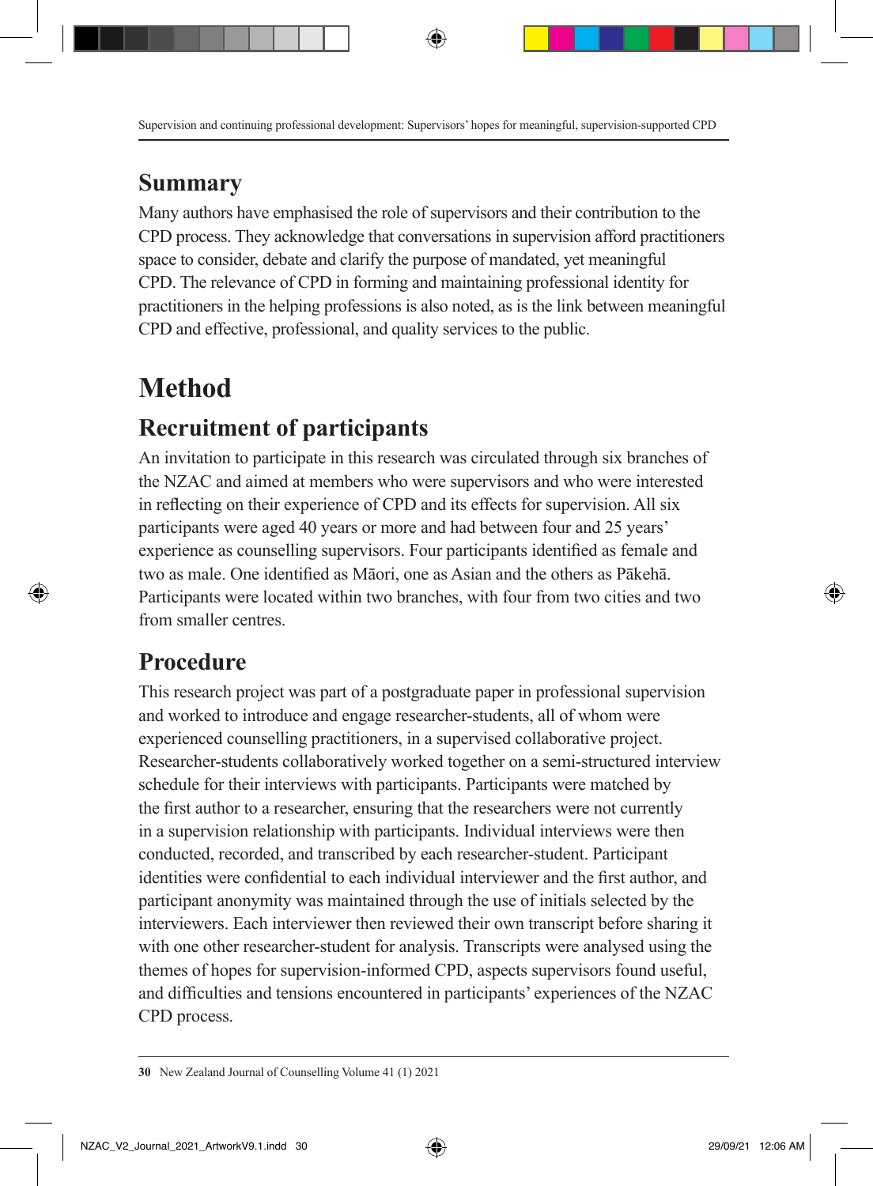## Summary

Many authors have emphasised the role of supervisors and their contribution to the CPD process. They acknowledge that conversations in supervision afford practitioners space to consider, debate and clarify the purpose of mandated, yet meaningful CPD. The relevance of CPD in forming and maintaining professional identity for practitioners in the helping professions is also noted, as is the link between meaningful CPD and effective, professional, and quality services to the public.

# Method

## Recruitment of participants

An invitation to participate in this research was circulated through six branches of the NZAC and aimed at members who were supervisors and who were interested in reflecting on their experience of CPD and its effects for supervision. All six participants were aged 40 years or more and had between four and 25 years' experience as counselling supervisors. Four participants identified as female and two as male. One identified as Māori, one as Asian and the others as Pākehā. Participants were located within two branches, with four from two cities and two from smaller centres.

## Procedure

This research project was part of a postgraduate paper in professional supervision and worked to introduce and engage researcher-students, all of whom were experienced counselling practitioners, in a supervised collaborative project. Researcher-students collaboratively worked together on a semi-structured interview schedule for their interviews with participants. Participants were matched by the first author to a researcher, ensuring that the researchers were not currently in a supervision relationship with participants. Individual interviews were then conducted, recorded, and transcribed by each researcher-student. Participant identities were confidential to each individual interviewer and the first author, and participant anonymity was maintained through the use of initials selected by the interviewers. Each interviewer then reviewed their own transcript before sharing it with one other researcher-student for analysis. Transcripts were analysed using the themes of hopes for supervision-informed CPD, aspects supervisors found useful, and difficulties and tensions encountered in participants' experiences of the NZAC CPD process.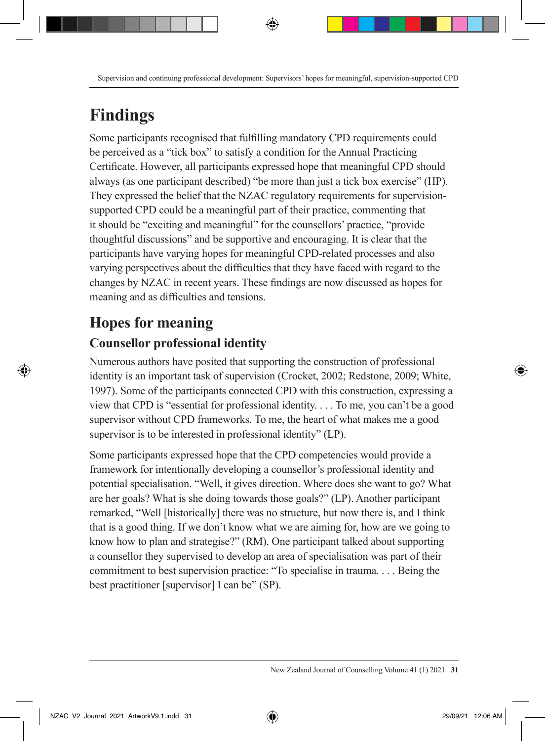# Findings

Some participants recognised that fulfilling mandatory CPD requirements could be perceived as a "tick box" to satisfy a condition for the Annual Practicing Certificate. However, all participants expressed hope that meaningful CPD should always (as one participant described) "be more than just a tick box exercise" (HP). They expressed the belief that the NZAC regulatory requirements for supervision-supported CPD could be a meaningful part of their practice, commenting that it should be "exciting and meaningful" for the counsellors' practice, "provide thoughtful discussions" and be supportive and encouraging. It is clear that the participants have varying hopes for meaningful CPD-related processes and also varying perspectives about the difficulties that they have faced with regard to the changes by NZAC in recent years. These findings are now discussed as hopes for meaning and as difficulties and tensions.

## Hopes for meaning

### Counsellor professional identity

Numerous authors have posited that supporting the construction of professional identity is an important task of supervision (Crocket, 2002; Redstone, 2009; White, 1997). Some of the participants connected CPD with this construction, expressing a view that CPD is "essential for professional identity. . . . To me, you can't be a good supervisor without CPD frameworks. To me, the heart of what makes me a good supervisor is to be interested in professional identity" (LP).

Some participants expressed hope that the CPD competencies would provide a framework for intentionally developing a counsellor's professional identity and potential specialisation. "Well, it gives direction. Where does she want to go? What are her goals? What is she doing towards those goals?" (LP). Another participant remarked, "Well [historically] there was no structure, but now there is, and I think that is a good thing. If we don't know what we are aiming for, how are we going to know how to plan and strategise?" (RM). One participant talked about supporting a counsellor they supervised to develop an area of specialisation was part of their commitment to best supervision practice: "To specialise in trauma. . . . Being the best practitioner [supervisor] I can be" (SP).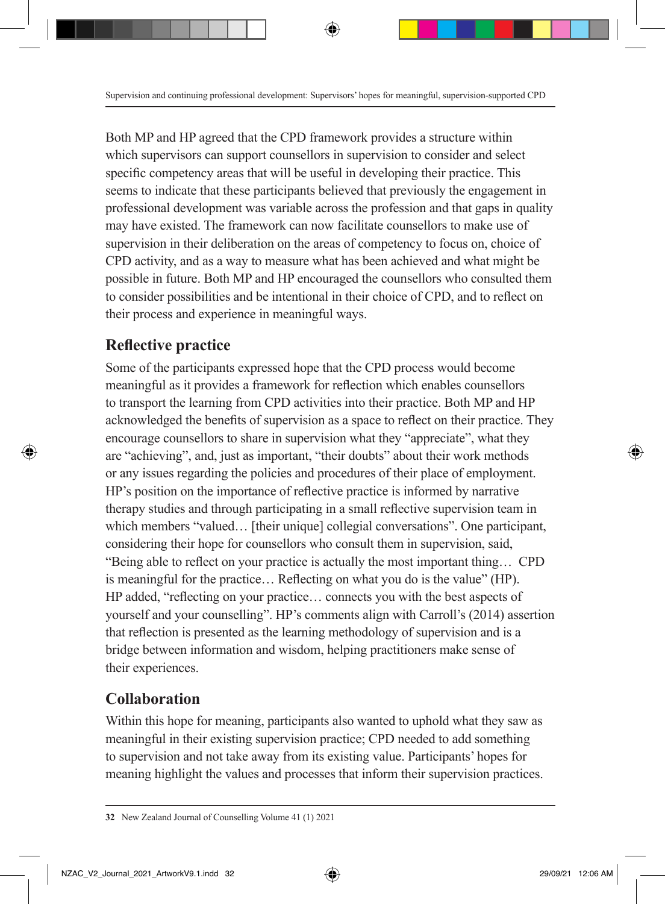Both MP and HP agreed that the CPD framework provides a structure within which supervisors can support counsellors in supervision to consider and select specific competency areas that will be useful in developing their practice. This seems to indicate that these participants believed that previously the engagement in professional development was variable across the profession and that gaps in quality may have existed. The framework can now facilitate counsellors to make use of supervision in their deliberation on the areas of competency to focus on, choice of CPD activity, and as a way to measure what has been achieved and what might be possible in future. Both MP and HP encouraged the counsellors who consulted them to consider possibilities and be intentional in their choice of CPD, and to reflect on their process and experience in meaningful ways.

## Reflective practice

Some of the participants expressed hope that the CPD process would become meaningful as it provides a framework for reflection which enables counsellors to transport the learning from CPD activities into their practice. Both MP and HP acknowledged the benefits of supervision as a space to reflect on their practice. They encourage counsellors to share in supervision what they "appreciate", what they are "achieving", and, just as important, "their doubts" about their work methods or any issues regarding the policies and procedures of their place of employment. HP's position on the importance of reflective practice is informed by narrative therapy studies and through participating in a small reflective supervision team in which members "valued… [their unique] collegial conversations". One participant, considering their hope for counsellors who consult them in supervision, said, "Being able to reflect on your practice is actually the most important thing… CPD is meaningful for the practice… Reflecting on what you do is the value" (HP). HP added, "reflecting on your practice… connects you with the best aspects of yourself and your counselling". HP's comments align with Carroll's (2014) assertion that reflection is presented as the learning methodology of supervision and is a bridge between information and wisdom, helping practitioners make sense of their experiences.

## Collaboration

Within this hope for meaning, participants also wanted to uphold what they saw as meaningful in their existing supervision practice; CPD needed to add something to supervision and not take away from its existing value. Participants' hopes for meaning highlight the values and processes that inform their supervision practices.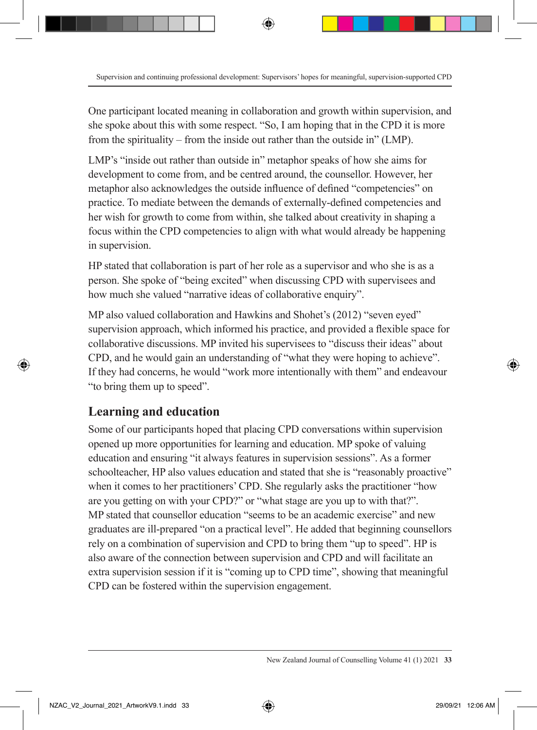One participant located meaning in collaboration and growth within supervision, and she spoke about this with some respect. "So, I am hoping that in the CPD it is more from the spirituality – from the inside out rather than the outside in" (LMP).

LMP's "inside out rather than outside in" metaphor speaks of how she aims for development to come from, and be centred around, the counsellor. However, her metaphor also acknowledges the outside influence of defined "competencies" on practice. To mediate between the demands of externally-defined competencies and her wish for growth to come from within, she talked about creativity in shaping a focus within the CPD competencies to align with what would already be happening in supervision.

HP stated that collaboration is part of her role as a supervisor and who she is as a person. She spoke of "being excited" when discussing CPD with supervisees and how much she valued "narrative ideas of collaborative enquiry".

MP also valued collaboration and Hawkins and Shohet's (2012) "seven eyed" supervision approach, which informed his practice, and provided a flexible space for collaborative discussions. MP invited his supervisees to "discuss their ideas" about CPD, and he would gain an understanding of "what they were hoping to achieve". If they had concerns, he would "work more intentionally with them" and endeavour "to bring them up to speed".

## Learning and education

Some of our participants hoped that placing CPD conversations within supervision opened up more opportunities for learning and education. MP spoke of valuing education and ensuring "it always features in supervision sessions". As a former schoolteacher, HP also values education and stated that she is "reasonably proactive" when it comes to her practitioners' CPD. She regularly asks the practitioner "how are you getting on with your CPD?" or "what stage are you up to with that?". MP stated that counsellor education "seems to be an academic exercise" and new graduates are ill-prepared "on a practical level". He added that beginning counsellors rely on a combination of supervision and CPD to bring them "up to speed". HP is also aware of the connection between supervision and CPD and will facilitate an extra supervision session if it is "coming up to CPD time", showing that meaningful CPD can be fostered within the supervision engagement.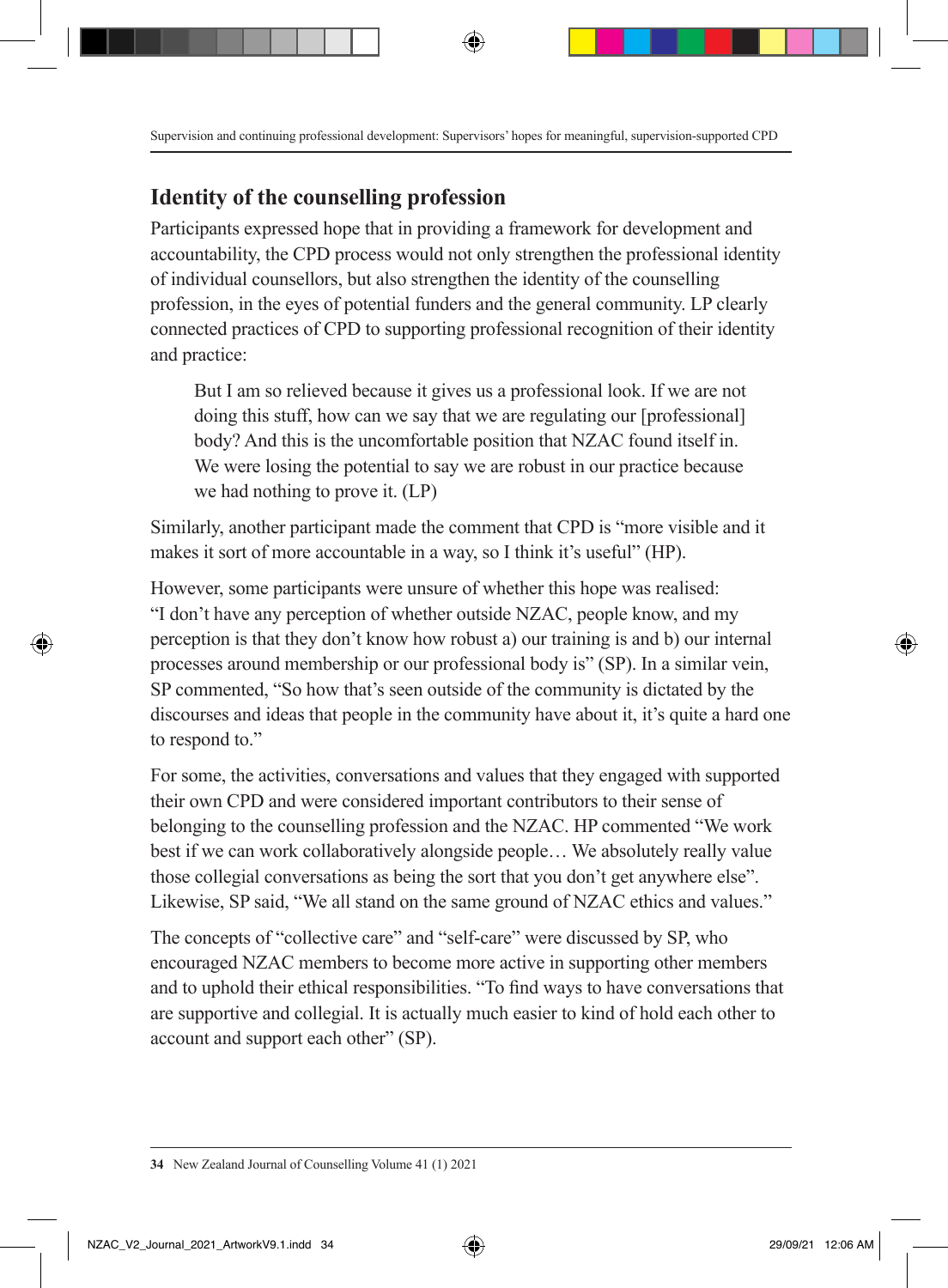## Identity of the counselling profession

Participants expressed hope that in providing a framework for development and accountability, the CPD process would not only strengthen the professional identity of individual counsellors, but also strengthen the identity of the counselling profession, in the eyes of potential funders and the general community. LP clearly connected practices of CPD to supporting professional recognition of their identity and practice:

> But I am so relieved because it gives us a professional look. If we are not doing this stuff, how can we say that we are regulating our [professional] body? And this is the uncomfortable position that NZAC found itself in. We were losing the potential to say we are robust in our practice because we had nothing to prove it. (LP)

Similarly, another participant made the comment that CPD is "more visible and it makes it sort of more accountable in a way, so I think it's useful" (HP).

However, some participants were unsure of whether this hope was realised: "I don't have any perception of whether outside NZAC, people know, and my perception is that they don't know how robust a) our training is and b) our internal processes around membership or our professional body is" (SP). In a similar vein, SP commented, "So how that's seen outside of the community is dictated by the discourses and ideas that people in the community have about it, it's quite a hard one to respond to."

For some, the activities, conversations and values that they engaged with supported their own CPD and were considered important contributors to their sense of belonging to the counselling profession and the NZAC. HP commented "We work best if we can work collaboratively alongside people… We absolutely really value those collegial conversations as being the sort that you don't get anywhere else". Likewise, SP said, "We all stand on the same ground of NZAC ethics and values."

The concepts of "collective care" and "self-care" were discussed by SP, who encouraged NZAC members to become more active in supporting other members and to uphold their ethical responsibilities. "To find ways to have conversations that are supportive and collegial. It is actually much easier to kind of hold each other to account and support each other" (SP).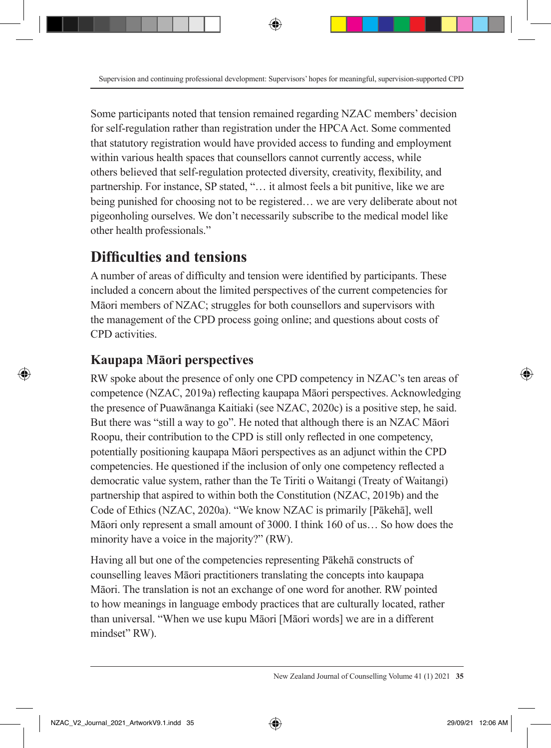Some participants noted that tension remained regarding NZAC members' decision for self-regulation rather than registration under the HPCA Act. Some commented that statutory registration would have provided access to funding and employment within various health spaces that counsellors cannot currently access, while others believed that self-regulation protected diversity, creativity, flexibility, and partnership. For instance, SP stated, "… it almost feels a bit punitive, like we are being punished for choosing not to be registered… we are very deliberate about not pigeonholing ourselves. We don't necessarily subscribe to the medical model like other health professionals."

## Difficulties and tensions

A number of areas of difficulty and tension were identified by participants. These included a concern about the limited perspectives of the current competencies for Māori members of NZAC; struggles for both counsellors and supervisors with the management of the CPD process going online; and questions about costs of CPD activities.

### Kaupapa Māori perspectives

RW spoke about the presence of only one CPD competency in NZAC's ten areas of competence (NZAC, 2019a) reflecting kaupapa Māori perspectives. Acknowledging the presence of Puawānanga Kaitiaki (see NZAC, 2020c) is a positive step, he said. But there was "still a way to go". He noted that although there is an NZAC Māori Roopu, their contribution to the CPD is still only reflected in one competency, potentially positioning kaupapa Māori perspectives as an adjunct within the CPD competencies. He questioned if the inclusion of only one competency reflected a democratic value system, rather than the Te Tiriti o Waitangi (Treaty of Waitangi) partnership that aspired to within both the Constitution (NZAC, 2019b) and the Code of Ethics (NZAC, 2020a). "We know NZAC is primarily [Pākehā], well Māori only represent a small amount of 3000. I think 160 of us… So how does the minority have a voice in the majority?" (RW).

Having all but one of the competencies representing Pākehā constructs of counselling leaves Māori practitioners translating the concepts into kaupapa Māori. The translation is not an exchange of one word for another. RW pointed to how meanings in language embody practices that are culturally located, rather than universal. "When we use kupu Māori [Māori words] we are in a different mindset" RW).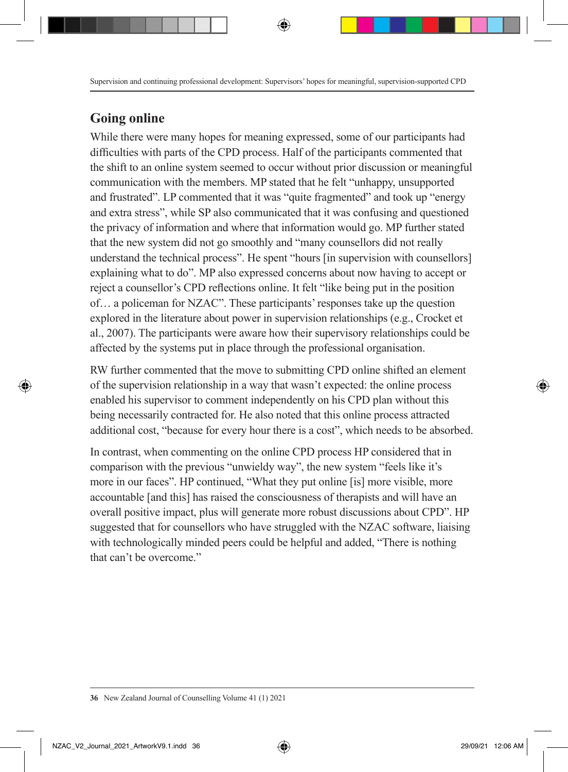## Going online

While there were many hopes for meaning expressed, some of our participants had difficulties with parts of the CPD process. Half of the participants commented that the shift to an online system seemed to occur without prior discussion or meaningful communication with the members. MP stated that he felt "unhappy, unsupported and frustrated". LP commented that it was "quite fragmented" and took up "energy and extra stress", while SP also communicated that it was confusing and questioned the privacy of information and where that information would go. MP further stated that the new system did not go smoothly and "many counsellors did not really understand the technical process". He spent "hours [in supervision with counsellors] explaining what to do". MP also expressed concerns about now having to accept or reject a counsellor's CPD reflections online. It felt "like being put in the position of… a policeman for NZAC". These participants' responses take up the question explored in the literature about power in supervision relationships (e.g., Crocket et al., 2007). The participants were aware how their supervisory relationships could be affected by the systems put in place through the professional organisation.

RW further commented that the move to submitting CPD online shifted an element of the supervision relationship in a way that wasn't expected: the online process enabled his supervisor to comment independently on his CPD plan without this being necessarily contracted for. He also noted that this online process attracted additional cost, "because for every hour there is a cost", which needs to be absorbed.

In contrast, when commenting on the online CPD process HP considered that in comparison with the previous "unwieldy way", the new system "feels like it's more in our faces". HP continued, "What they put online [is] more visible, more accountable [and this] has raised the consciousness of therapists and will have an overall positive impact, plus will generate more robust discussions about CPD". HP suggested that for counsellors who have struggled with the NZAC software, liaising with technologically minded peers could be helpful and added, "There is nothing that can't be overcome."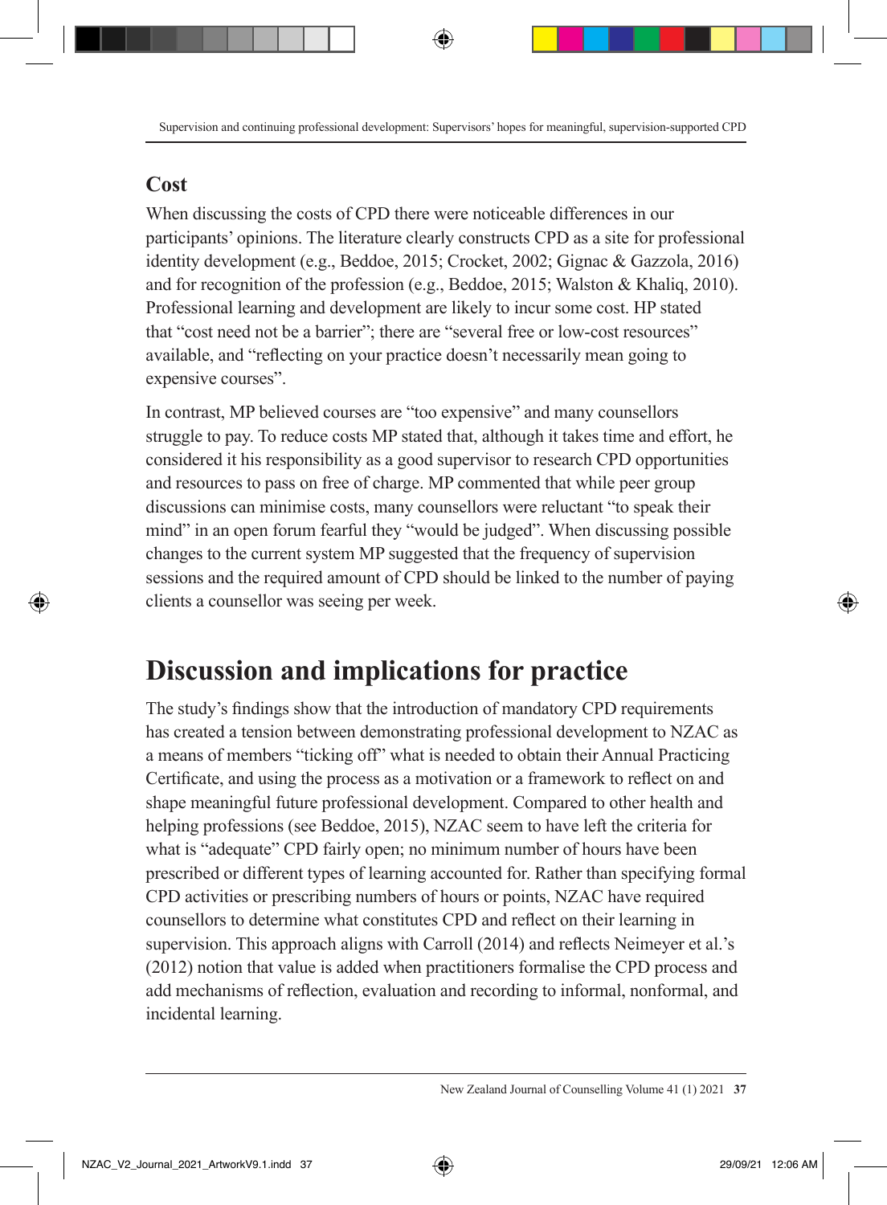### Cost

When discussing the costs of CPD there were noticeable differences in our participants' opinions. The literature clearly constructs CPD as a site for professional identity development (e.g., Beddoe, 2015; Crocket, 2002; Gignac & Gazzola, 2016) and for recognition of the profession (e.g., Beddoe, 2015; Walston & Khaliq, 2010). Professional learning and development are likely to incur some cost. HP stated that "cost need not be a barrier"; there are "several free or low-cost resources" available, and "reflecting on your practice doesn't necessarily mean going to expensive courses".

In contrast, MP believed courses are "too expensive" and many counsellors struggle to pay. To reduce costs MP stated that, although it takes time and effort, he considered it his responsibility as a good supervisor to research CPD opportunities and resources to pass on free of charge. MP commented that while peer group discussions can minimise costs, many counsellors were reluctant "to speak their mind" in an open forum fearful they "would be judged". When discussing possible changes to the current system MP suggested that the frequency of supervision sessions and the required amount of CPD should be linked to the number of paying clients a counsellor was seeing per week.

## Discussion and implications for practice

The study's findings show that the introduction of mandatory CPD requirements has created a tension between demonstrating professional development to NZAC as a means of members "ticking off" what is needed to obtain their Annual Practicing Certificate, and using the process as a motivation or a framework to reflect on and shape meaningful future professional development. Compared to other health and helping professions (see Beddoe, 2015), NZAC seem to have left the criteria for what is "adequate" CPD fairly open; no minimum number of hours have been prescribed or different types of learning accounted for. Rather than specifying formal CPD activities or prescribing numbers of hours or points, NZAC have required counsellors to determine what constitutes CPD and reflect on their learning in supervision. This approach aligns with Carroll (2014) and reflects Neimeyer et al.'s (2012) notion that value is added when practitioners formalise the CPD process and add mechanisms of reflection, evaluation and recording to informal, nonformal, and incidental learning.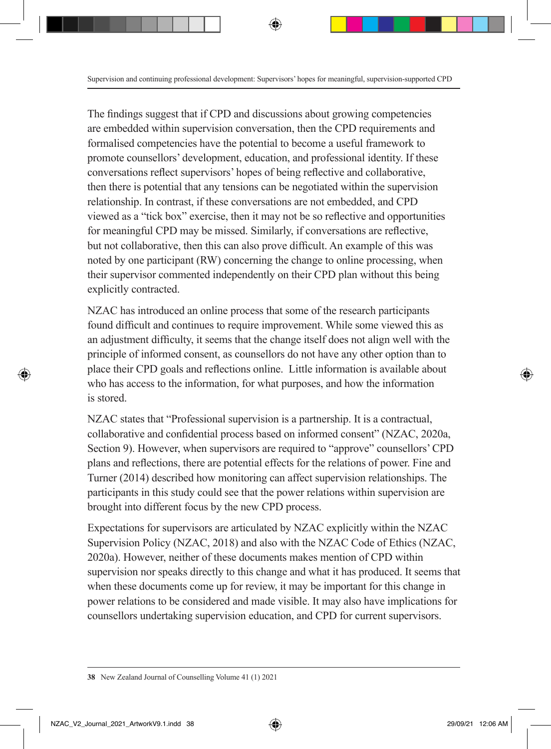The findings suggest that if CPD and discussions about growing competencies are embedded within supervision conversation, then the CPD requirements and formalised competencies have the potential to become a useful framework to promote counsellors' development, education, and professional identity. If these conversations reflect supervisors' hopes of being reflective and collaborative, then there is potential that any tensions can be negotiated within the supervision relationship. In contrast, if these conversations are not embedded, and CPD viewed as a "tick box" exercise, then it may not be so reflective and opportunities for meaningful CPD may be missed. Similarly, if conversations are reflective, but not collaborative, then this can also prove difficult. An example of this was noted by one participant (RW) concerning the change to online processing, when their supervisor commented independently on their CPD plan without this being explicitly contracted.

NZAC has introduced an online process that some of the research participants found difficult and continues to require improvement. While some viewed this as an adjustment difficulty, it seems that the change itself does not align well with the principle of informed consent, as counsellors do not have any other option than to place their CPD goals and reflections online. Little information is available about who has access to the information, for what purposes, and how the information is stored.

NZAC states that "Professional supervision is a partnership. It is a contractual, collaborative and confidential process based on informed consent" (NZAC, 2020a, Section 9). However, when supervisors are required to "approve" counsellors' CPD plans and reflections, there are potential effects for the relations of power. Fine and Turner (2014) described how monitoring can affect supervision relationships. The participants in this study could see that the power relations within supervision are brought into different focus by the new CPD process.

Expectations for supervisors are articulated by NZAC explicitly within the NZAC Supervision Policy (NZAC, 2018) and also with the NZAC Code of Ethics (NZAC, 2020a). However, neither of these documents makes mention of CPD within supervision nor speaks directly to this change and what it has produced. It seems that when these documents come up for review, it may be important for this change in power relations to be considered and made visible. It may also have implications for counsellors undertaking supervision education, and CPD for current supervisors.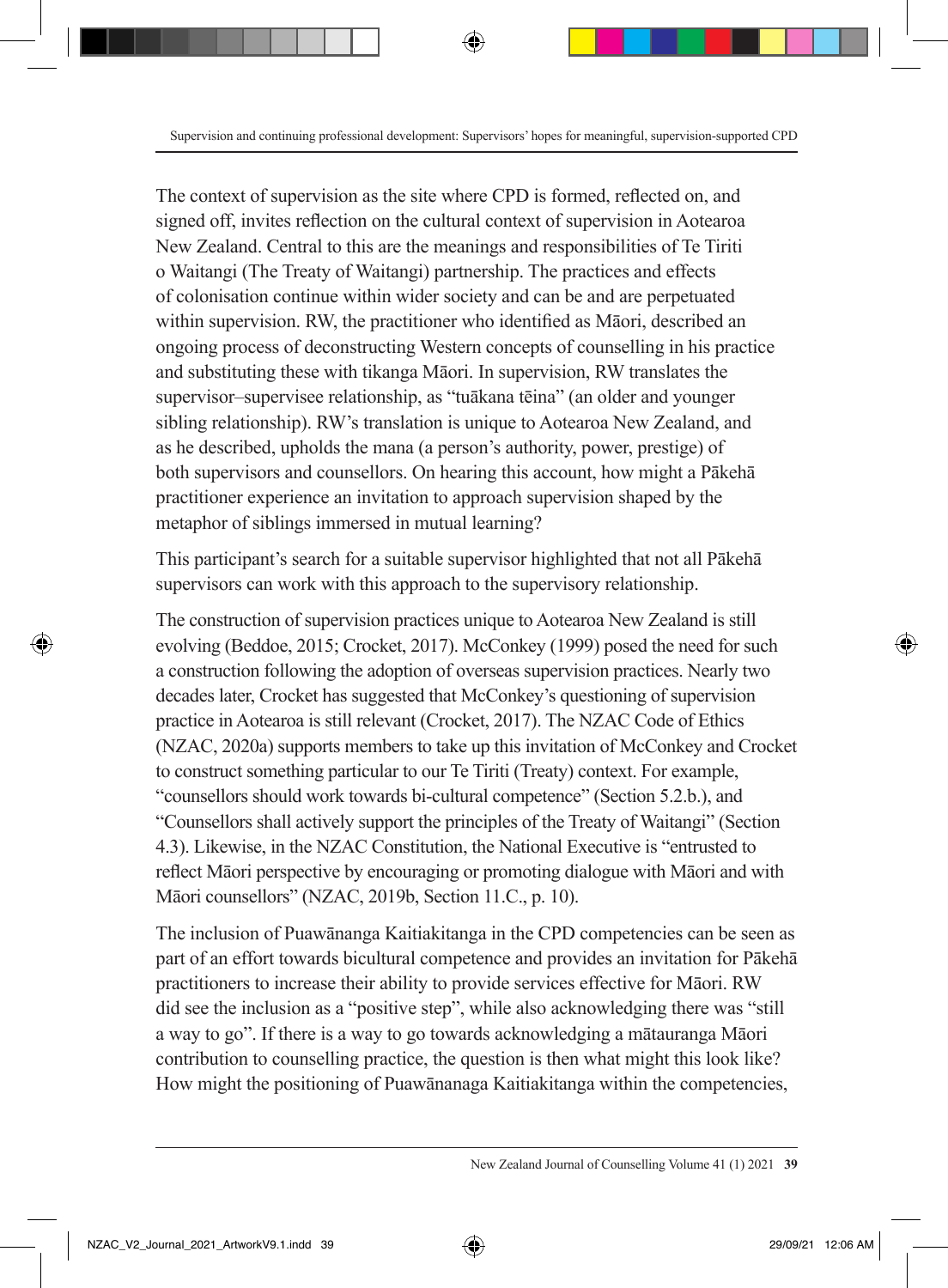The context of supervision as the site where CPD is formed, reflected on, and signed off, invites reflection on the cultural context of supervision in Aotearoa New Zealand. Central to this are the meanings and responsibilities of Te Tiriti o Waitangi (The Treaty of Waitangi) partnership. The practices and effects of colonisation continue within wider society and can be and are perpetuated within supervision. RW, the practitioner who identified as Māori, described an ongoing process of deconstructing Western concepts of counselling in his practice and substituting these with tikanga Māori. In supervision, RW translates the supervisor–supervisee relationship, as "tuākana tēina" (an older and younger sibling relationship). RW's translation is unique to Aotearoa New Zealand, and as he described, upholds the mana (a person's authority, power, prestige) of both supervisors and counsellors. On hearing this account, how might a Pākehā practitioner experience an invitation to approach supervision shaped by the metaphor of siblings immersed in mutual learning?

This participant's search for a suitable supervisor highlighted that not all Pākehā supervisors can work with this approach to the supervisory relationship.

The construction of supervision practices unique to Aotearoa New Zealand is still evolving (Beddoe, 2015; Crocket, 2017). McConkey (1999) posed the need for such a construction following the adoption of overseas supervision practices. Nearly two decades later, Crocket has suggested that McConkey's questioning of supervision practice in Aotearoa is still relevant (Crocket, 2017). The NZAC Code of Ethics (NZAC, 2020a) supports members to take up this invitation of McConkey and Crocket to construct something particular to our Te Tiriti (Treaty) context. For example, "counsellors should work towards bi-cultural competence" (Section 5.2.b.), and "Counsellors shall actively support the principles of the Treaty of Waitangi" (Section 4.3). Likewise, in the NZAC Constitution, the National Executive is "entrusted to reflect Māori perspective by encouraging or promoting dialogue with Māori and with Māori counsellors" (NZAC, 2019b, Section 11.C., p. 10).

The inclusion of Puawānanga Kaitiakitanga in the CPD competencies can be seen as part of an effort towards bicultural competence and provides an invitation for Pākehā practitioners to increase their ability to provide services effective for Māori. RW did see the inclusion as a "positive step", while also acknowledging there was "still a way to go". If there is a way to go towards acknowledging a mātauranga Māori contribution to counselling practice, the question is then what might this look like? How might the positioning of Puawānanaga Kaitiakitanga within the competencies,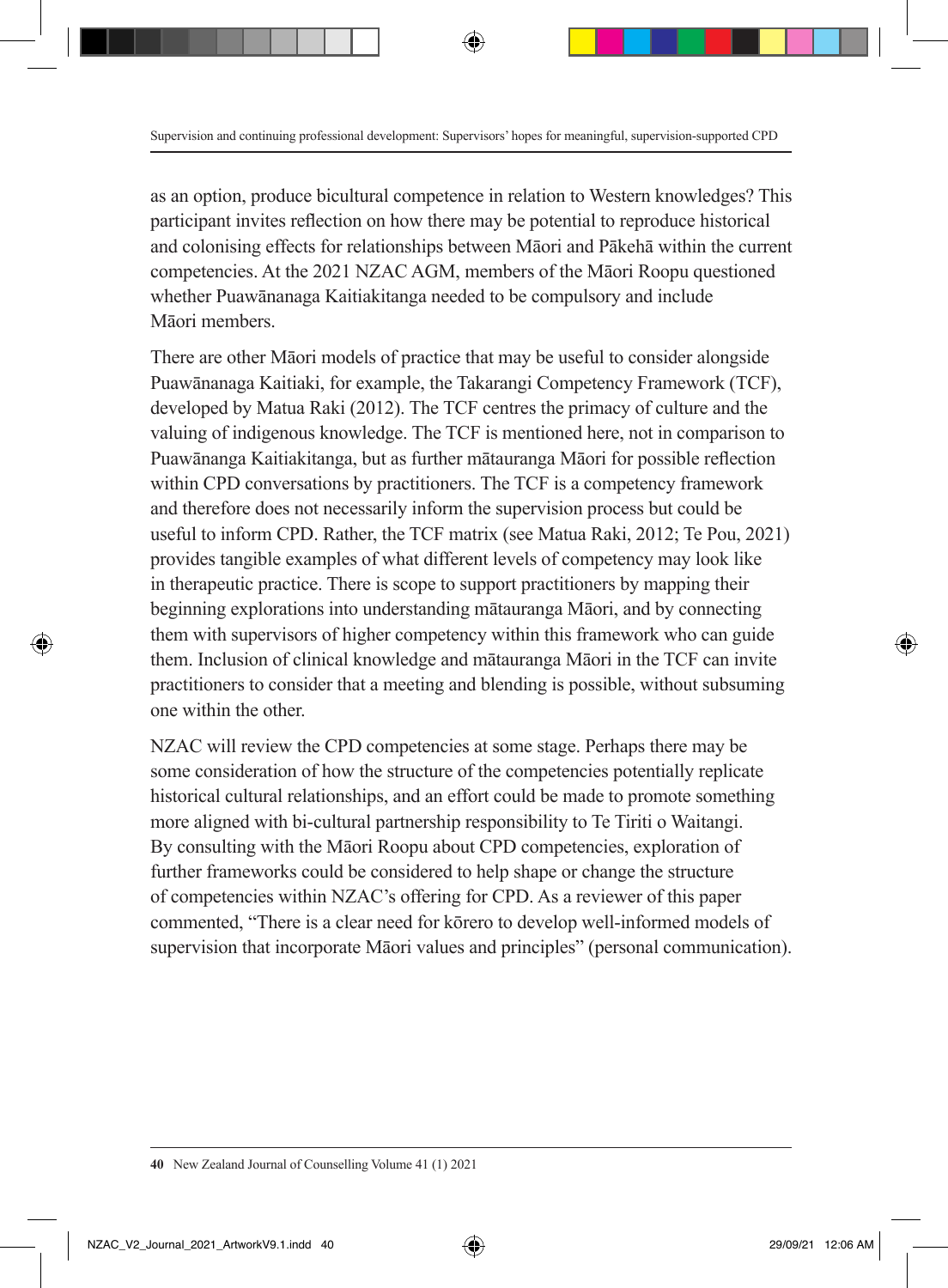as an option, produce bicultural competence in relation to Western knowledges? This participant invites reflection on how there may be potential to reproduce historical and colonising effects for relationships between Māori and Pākehā within the current competencies. At the 2021 NZAC AGM, members of the Māori Roopu questioned whether Puawānanaga Kaitiakitanga needed to be compulsory and include Māori members.

There are other Māori models of practice that may be useful to consider alongside Puawānanaga Kaitiaki, for example, the Takarangi Competency Framework (TCF), developed by Matua Raki (2012). The TCF centres the primacy of culture and the valuing of indigenous knowledge. The TCF is mentioned here, not in comparison to Puawānanga Kaitiakitanga, but as further mātauranga Māori for possible reflection within CPD conversations by practitioners. The TCF is a competency framework and therefore does not necessarily inform the supervision process but could be useful to inform CPD. Rather, the TCF matrix (see Matua Raki, 2012; Te Pou, 2021) provides tangible examples of what different levels of competency may look like in therapeutic practice. There is scope to support practitioners by mapping their beginning explorations into understanding mātauranga Māori, and by connecting them with supervisors of higher competency within this framework who can guide them. Inclusion of clinical knowledge and mātauranga Māori in the TCF can invite practitioners to consider that a meeting and blending is possible, without subsuming one within the other.

NZAC will review the CPD competencies at some stage. Perhaps there may be some consideration of how the structure of the competencies potentially replicate historical cultural relationships, and an effort could be made to promote something more aligned with bi-cultural partnership responsibility to Te Tiriti o Waitangi. By consulting with the Māori Roopu about CPD competencies, exploration of further frameworks could be considered to help shape or change the structure of competencies within NZAC's offering for CPD. As a reviewer of this paper commented, "There is a clear need for kōrero to develop well-informed models of supervision that incorporate Māori values and principles" (personal communication).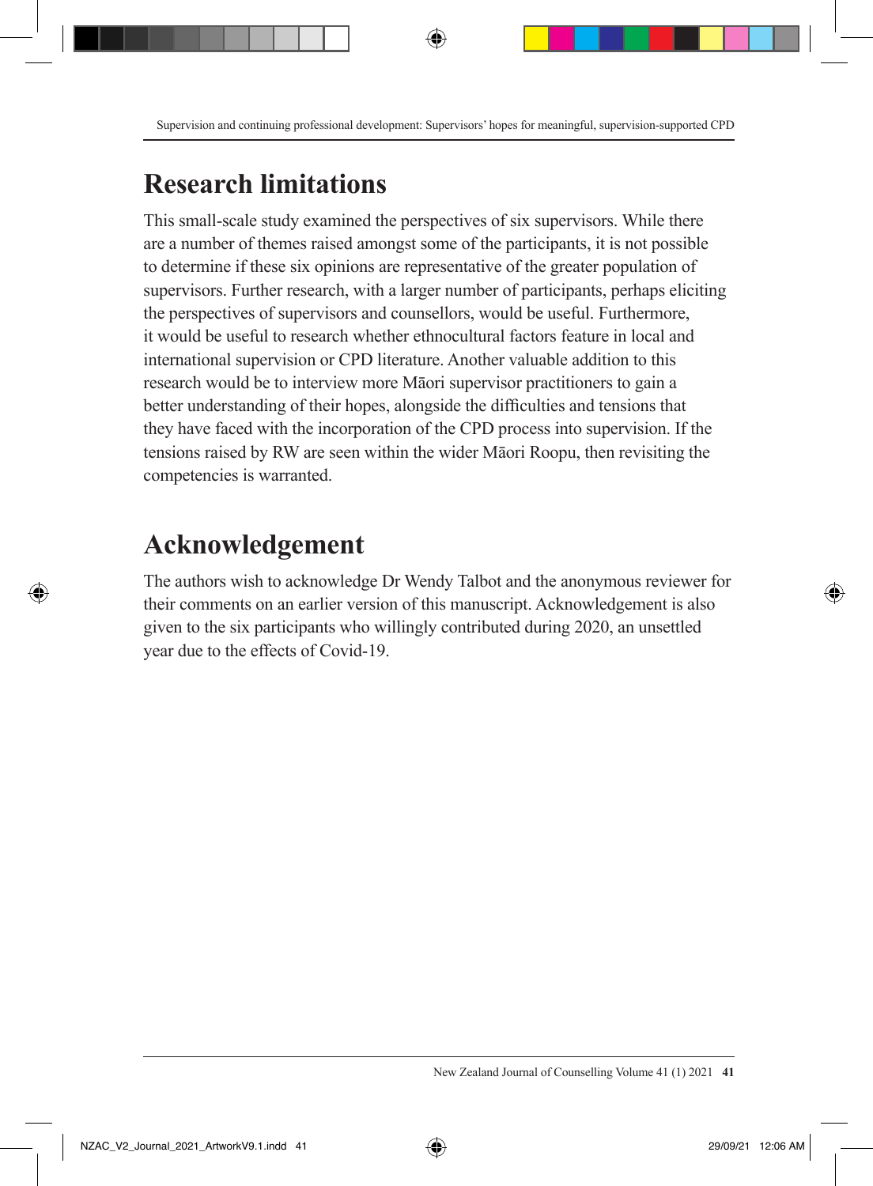## Research limitations

This small-scale study examined the perspectives of six supervisors. While there are a number of themes raised amongst some of the participants, it is not possible to determine if these six opinions are representative of the greater population of supervisors. Further research, with a larger number of participants, perhaps eliciting the perspectives of supervisors and counsellors, would be useful. Furthermore, it would be useful to research whether ethnocultural factors feature in local and international supervision or CPD literature. Another valuable addition to this research would be to interview more Māori supervisor practitioners to gain a better understanding of their hopes, alongside the difficulties and tensions that they have faced with the incorporation of the CPD process into supervision. If the tensions raised by RW are seen within the wider Māori Roopu, then revisiting the competencies is warranted.

## Acknowledgement

The authors wish to acknowledge Dr Wendy Talbot and the anonymous reviewer for their comments on an earlier version of this manuscript. Acknowledgement is also given to the six participants who willingly contributed during 2020, an unsettled year due to the effects of Covid-19.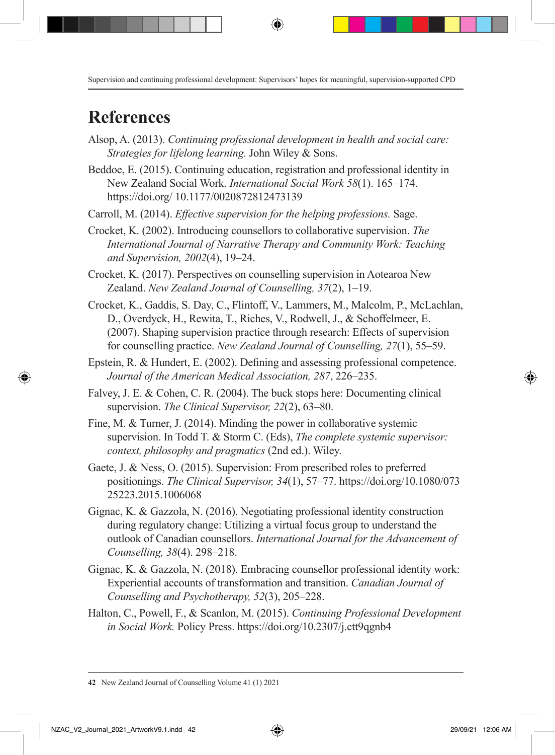# References

Alsop, A. (2013). *Continuing professional development in health and social care: Strategies for lifelong learning.* John Wiley & Sons.

Beddoe, E. (2015). Continuing education, registration and professional identity in New Zealand Social Work. *International Social Work 58*(1). 165–174. https://doi.org/ 10.1177/0020872812473139

Carroll, M. (2014). *Effective supervision for the helping professions.* Sage.

Crocket, K. (2002). Introducing counsellors to collaborative supervision. *The International Journal of Narrative Therapy and Community Work: Teaching and Supervision, 2002*(4), 19–24.

Crocket, K. (2017). Perspectives on counselling supervision in Aotearoa New Zealand. *New Zealand Journal of Counselling, 37*(2), 1–19.

Crocket, K., Gaddis, S. Day, C., Flintoff, V., Lammers, M., Malcolm, P., McLachlan, D., Overdyck, H., Rewita, T., Riches, V., Rodwell, J., & Schoffelmeer, E. (2007). Shaping supervision practice through research: Effects of supervision for counselling practice. *New Zealand Journal of Counselling, 27*(1), 55–59.

Epstein, R. & Hundert, E. (2002). Defining and assessing professional competence. *Journal of the American Medical Association, 287*, 226–235.

Falvey, J. E. & Cohen, C. R. (2004). The buck stops here: Documenting clinical supervision. *The Clinical Supervisor, 22*(2), 63–80.

Fine, M. & Turner, J. (2014). Minding the power in collaborative systemic supervision. In Todd T. & Storm C. (Eds), *The complete systemic supervisor: context, philosophy and pragmatics* (2nd ed.). Wiley.

Gaete, J. & Ness, O. (2015). Supervision: From prescribed roles to preferred positionings. *The Clinical Supervisor, 34*(1), 57–77. https://doi.org/10.1080/07325223.2015.1006068

Gignac, K. & Gazzola, N. (2016). Negotiating professional identity construction during regulatory change: Utilizing a virtual focus group to understand the outlook of Canadian counsellors. *International Journal for the Advancement of Counselling, 38*(4). 298–218.

Gignac, K. & Gazzola, N. (2018). Embracing counsellor professional identity work: Experiential accounts of transformation and transition. *Canadian Journal of Counselling and Psychotherapy, 52*(3), 205–228.

Halton, C., Powell, F., & Scanlon, M. (2015). *Continuing Professional Development in Social Work.* Policy Press. https://doi.org/10.2307/j.ctt9qgnb4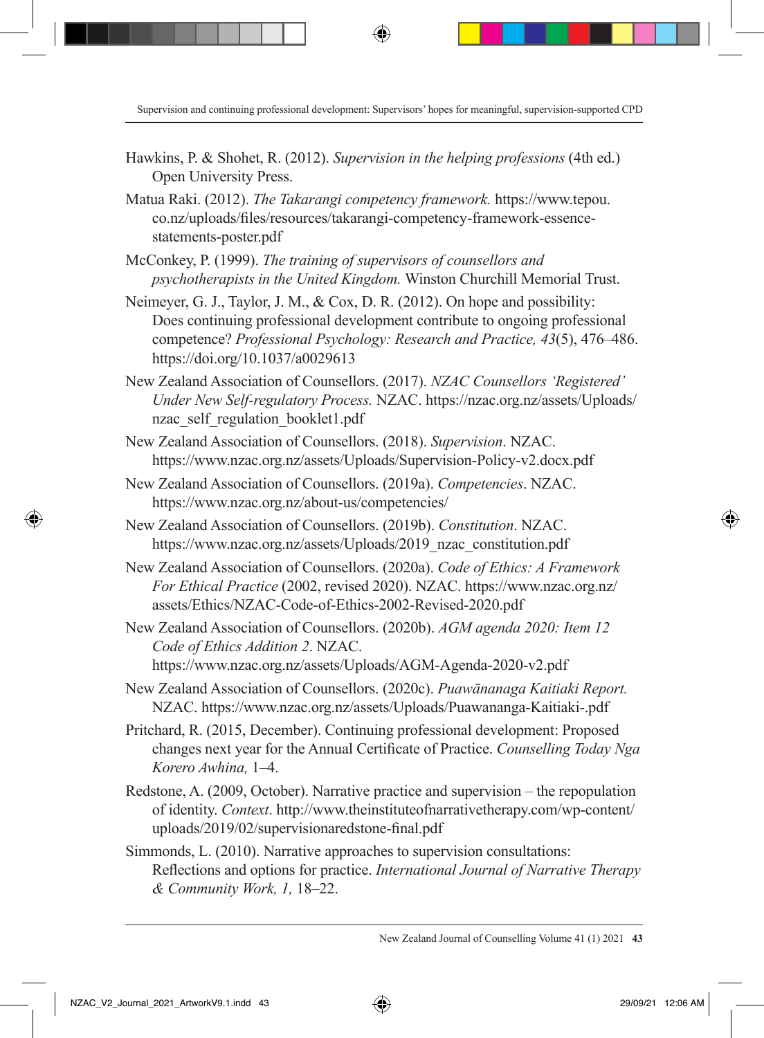Hawkins, P. & Shohet, R. (2012). *Supervision in the helping professions* (4th ed.) Open University Press.

Matua Raki. (2012). *The Takarangi competency framework.* https://www.tepou.co.nz/uploads/files/resources/takarangi-competency-framework-essence-statements-poster.pdf

McConkey, P. (1999). *The training of supervisors of counsellors and psychotherapists in the United Kingdom.* Winston Churchill Memorial Trust.

Neimeyer, G. J., Taylor, J. M., & Cox, D. R. (2012). On hope and possibility: Does continuing professional development contribute to ongoing professional competence? *Professional Psychology: Research and Practice, 43*(5), 476–486. https://doi.org/10.1037/a0029613

New Zealand Association of Counsellors. (2017). *NZAC Counsellors 'Registered' Under New Self-regulatory Process.* NZAC. https://nzac.org.nz/assets/Uploads/nzac_self_regulation_booklet1.pdf

New Zealand Association of Counsellors. (2018). *Supervision*. NZAC. https://www.nzac.org.nz/assets/Uploads/Supervision-Policy-v2.docx.pdf

New Zealand Association of Counsellors. (2019a). *Competencies*. NZAC. https://www.nzac.org.nz/about-us/competencies/

New Zealand Association of Counsellors. (2019b). *Constitution*. NZAC. https://www.nzac.org.nz/assets/Uploads/2019_nzac_constitution.pdf

New Zealand Association of Counsellors. (2020a). *Code of Ethics: A Framework For Ethical Practice* (2002, revised 2020). NZAC. https://www.nzac.org.nz/assets/Ethics/NZAC-Code-of-Ethics-2002-Revised-2020.pdf

New Zealand Association of Counsellors. (2020b). *AGM agenda 2020: Item 12 Code of Ethics Addition 2*. NZAC. https://www.nzac.org.nz/assets/Uploads/AGM-Agenda-2020-v2.pdf

New Zealand Association of Counsellors. (2020c). *Puawānanaga Kaitiaki Report.* NZAC. https://www.nzac.org.nz/assets/Uploads/Puawananga-Kaitiaki-.pdf

Pritchard, R. (2015, December). Continuing professional development: Proposed changes next year for the Annual Certificate of Practice. *Counselling Today Nga Korero Awhina,* 1–4.

Redstone, A. (2009, October). Narrative practice and supervision – the repopulation of identity. *Context*. http://www.theinstituteofnarrativetherapy.com/wp-content/uploads/2019/02/supervisionaredstone-final.pdf

Simmonds, L. (2010). Narrative approaches to supervision consultations: Reflections and options for practice. *International Journal of Narrative Therapy & Community Work, 1,* 18–22.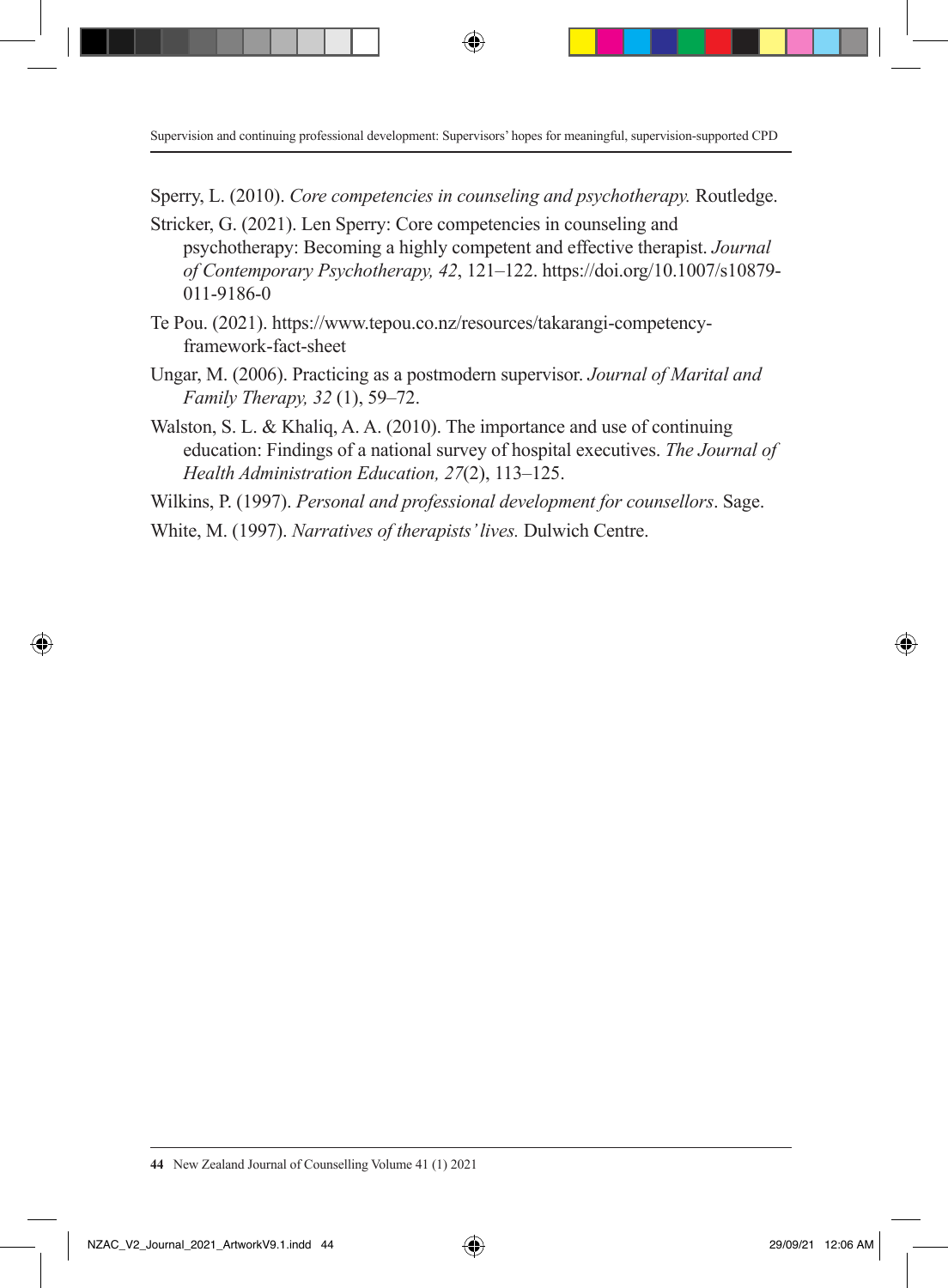Sperry, L. (2010). *Core competencies in counseling and psychotherapy.* Routledge.

Stricker, G. (2021). Len Sperry: Core competencies in counseling and psychotherapy: Becoming a highly competent and effective therapist. *Journal of Contemporary Psychotherapy, 42*, 121–122. https://doi.org/10.1007/s10879-011-9186-0

Te Pou. (2021). https://www.tepou.co.nz/resources/takarangi-competency-framework-fact-sheet

Ungar, M. (2006). Practicing as a postmodern supervisor. *Journal of Marital and Family Therapy, 32* (1), 59–72.

Walston, S. L. & Khaliq, A. A. (2010). The importance and use of continuing education: Findings of a national survey of hospital executives. *The Journal of Health Administration Education, 27*(2), 113–125.

Wilkins, P. (1997). *Personal and professional development for counsellors*. Sage.

White, M. (1997). *Narratives of therapists' lives.* Dulwich Centre.